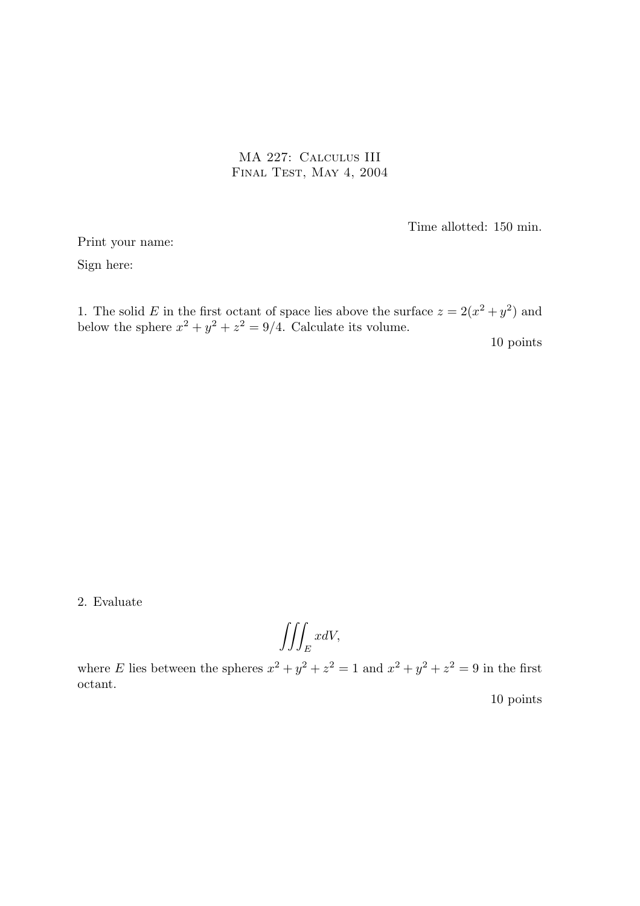# MA 227: Calculus III
## Final Test, May 4, 2004

Time allotted: 150 min.

Print your name:

Sign here:

1. The solid $E$ in the first octant of space lies above the surface $z = 2(x^2 + y^2)$ and below the sphere $x^2 + y^2 + z^2 = 9/4$. Calculate its volume.

10 points

2. Evaluate

$$\iiint_E x dV,$$

where $E$ lies between the spheres $x^2 + y^2 + z^2 = 1$ and $x^2 + y^2 + z^2 = 9$ in the first octant.

10 points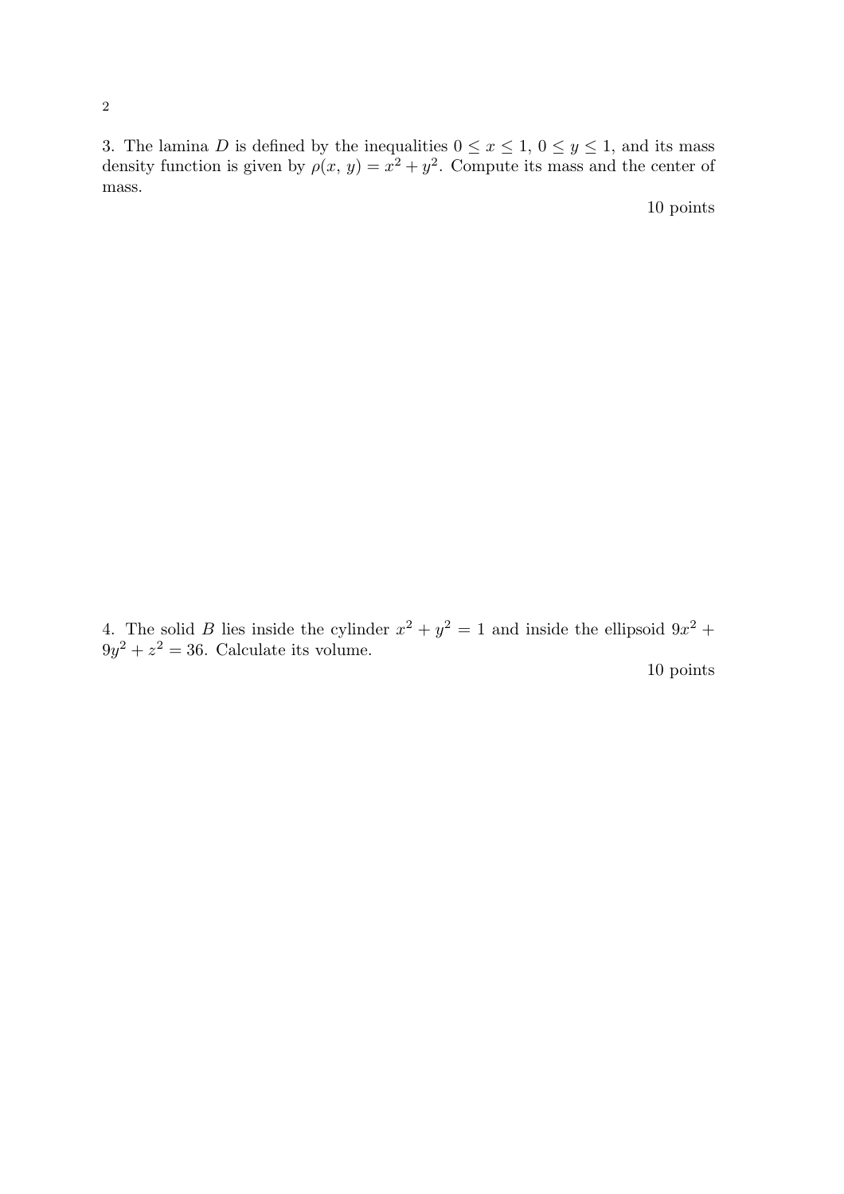3. The lamina $D$ is defined by the inequalities $0 \leq x \leq 1$, $0 \leq y \leq 1$, and its mass density function is given by $\rho(x, y) = x^2 + y^2$. Compute its mass and the center of mass.

10 points

4. The solid $B$ lies inside the cylinder $x^2 + y^2 = 1$ and inside the ellipsoid $9x^2 + 9y^2 + z^2 = 36$. Calculate its volume.

10 points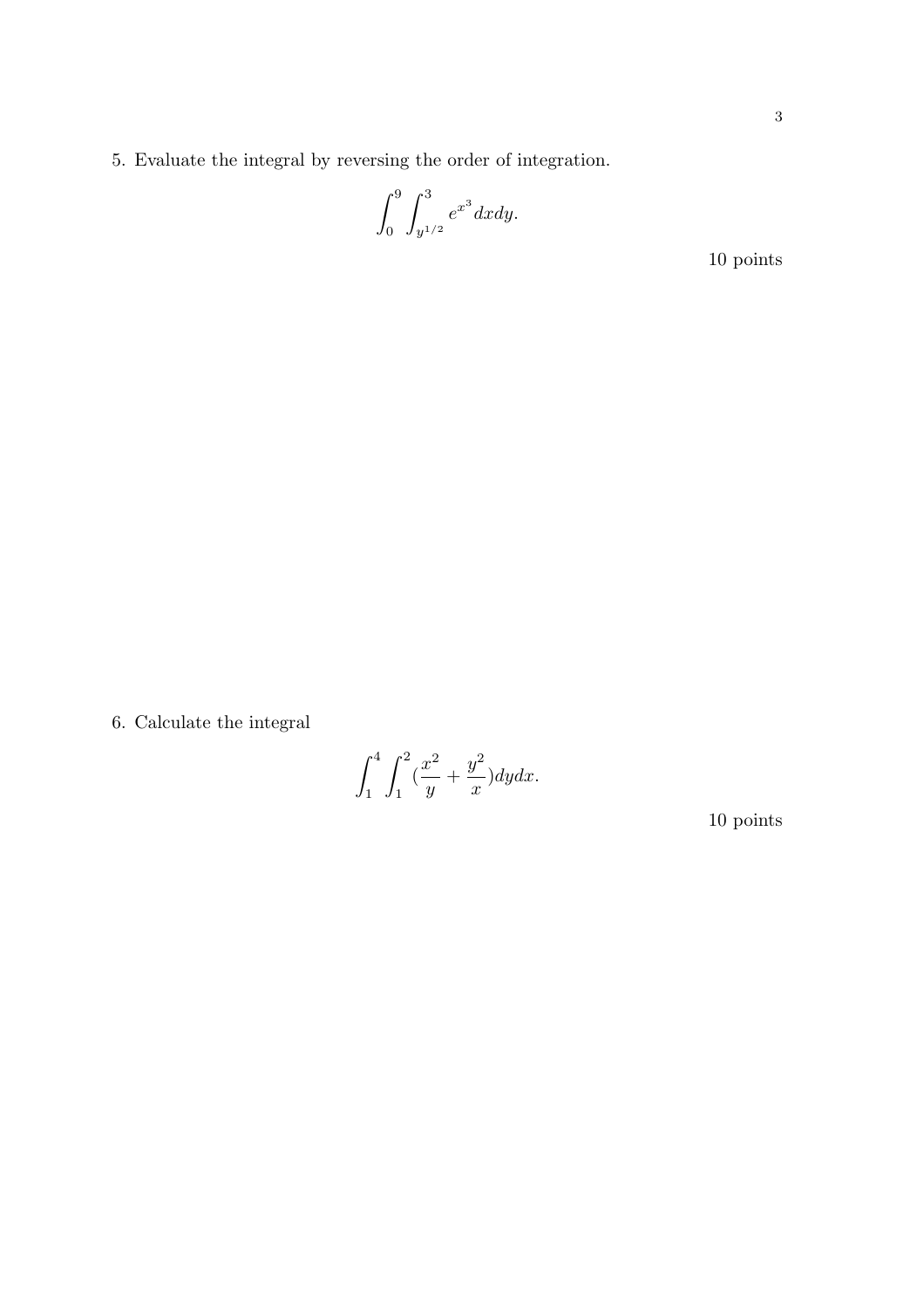5. Evaluate the integral by reversing the order of integration.

$$\int_0^9 \int_{y^{1/2}}^3 e^{x^3} dx dy.$$

10 points

6. Calculate the integral

$$\int_1^4 \int_1^2 (\frac{x^2}{y} + \frac{y^2}{x}) dy dx.$$

10 points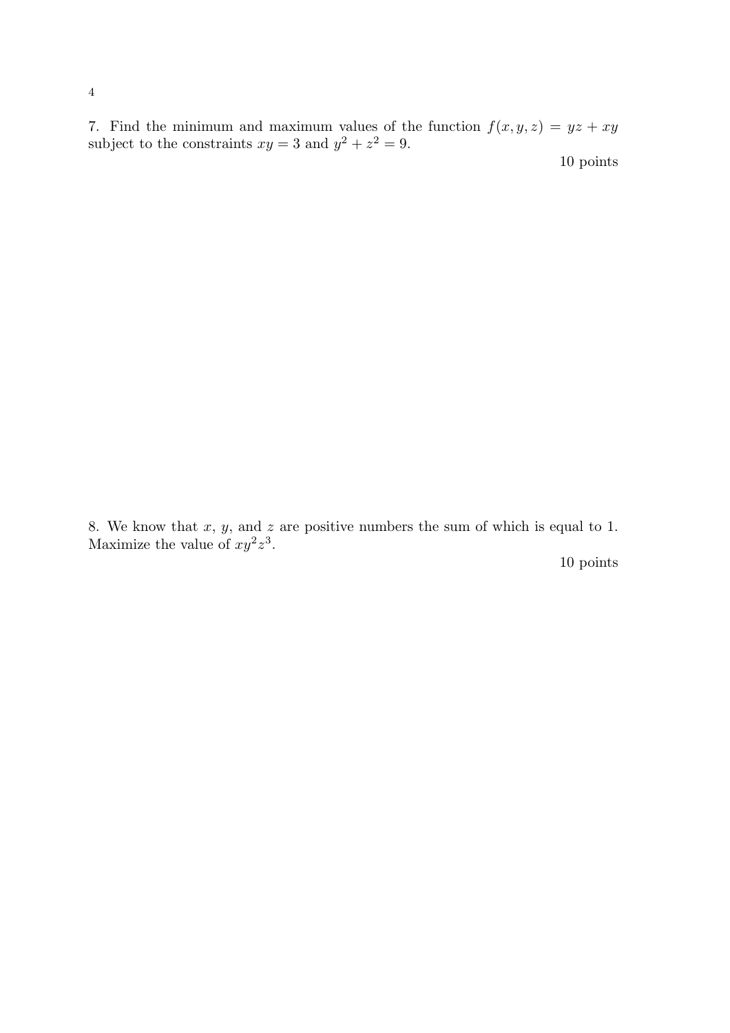7. Find the minimum and maximum values of the function $f(x, y, z) = yz + xy$ subject to the constraints $xy = 3$ and $y^2 + z^2 = 9$.

10 points

8. We know that $x$, $y$, and $z$ are positive numbers the sum of which is equal to 1. Maximize the value of $xy^2z^3$.

10 points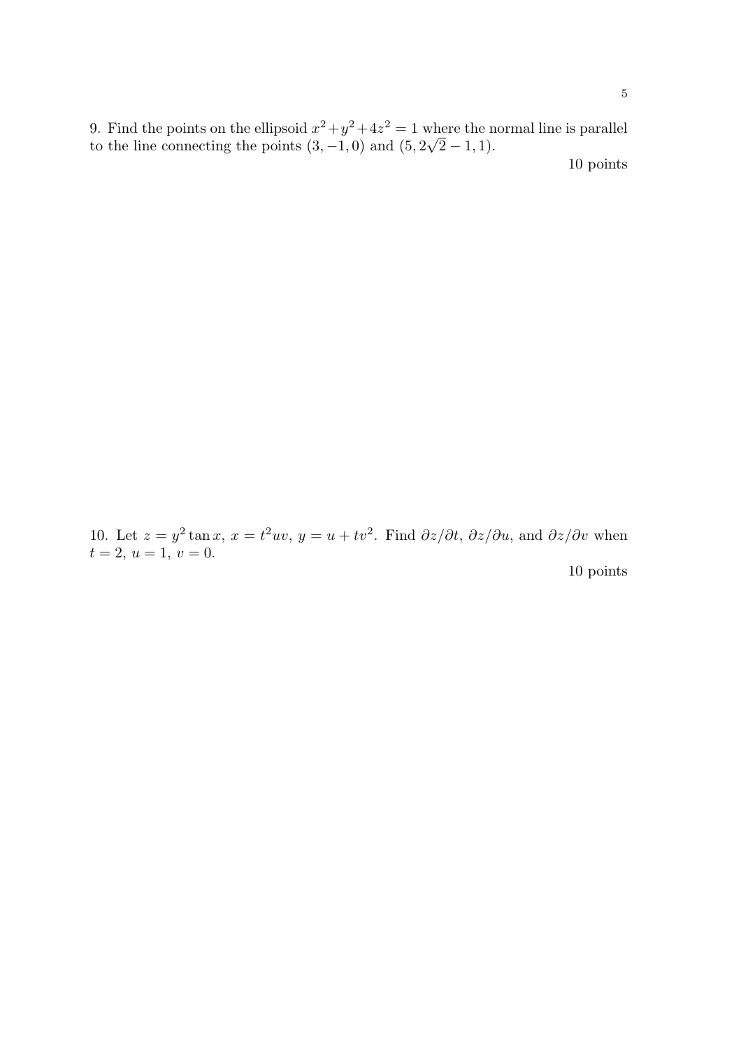9. Find the points on the ellipsoid $x^2+y^2+4z^2 = 1$ where the normal line is parallel to the line connecting the points $(3, -1, 0)$ and $(5, 2\sqrt{2}-1, 1)$.

10 points

10. Let $z = y^2 \tan x$, $x = t^2uv$, $y = u + tv^2$. Find $\partial z/\partial t$, $\partial z/\partial u$, and $\partial z/\partial v$ when $t = 2$, $u = 1$, $v = 0$.

10 points